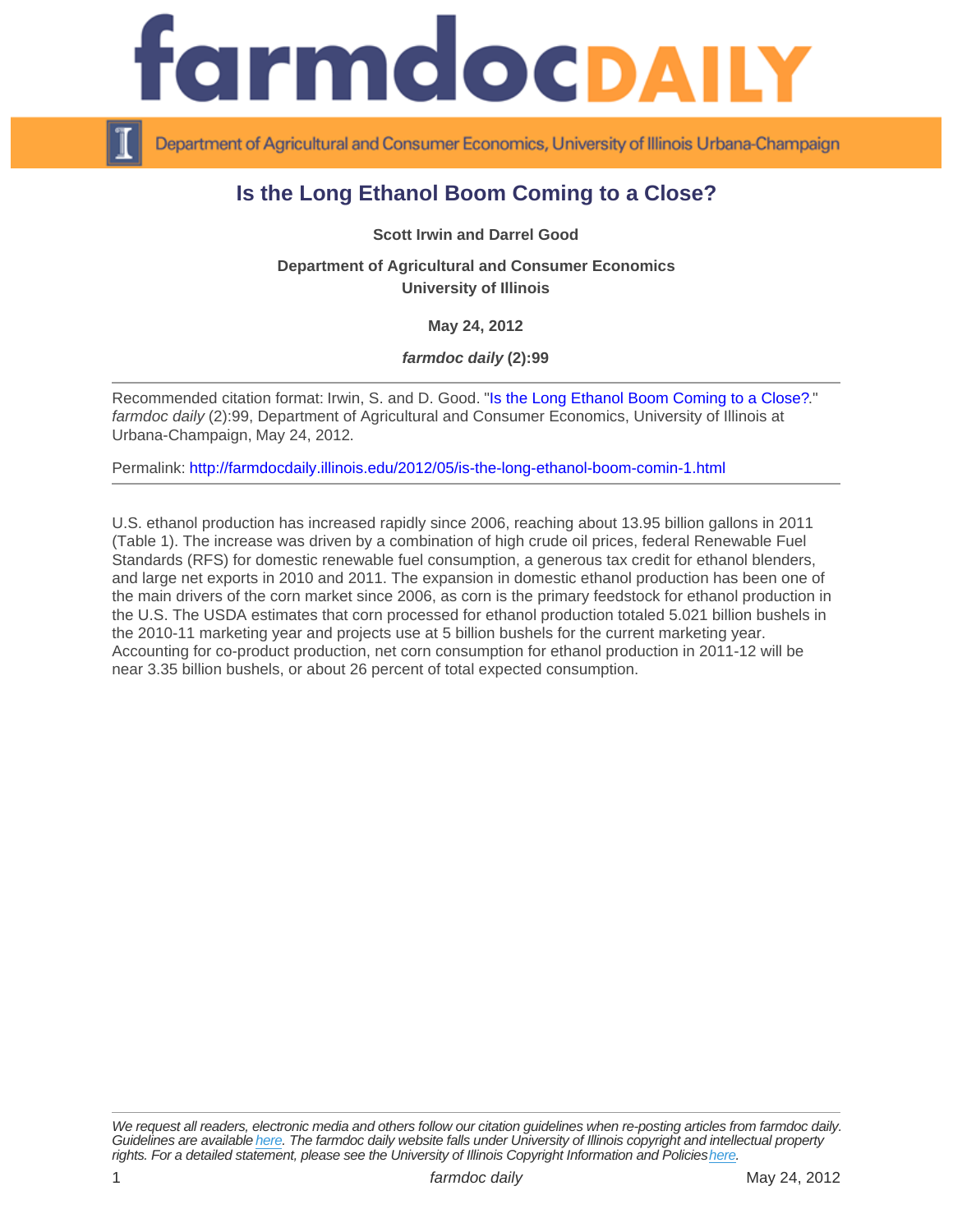# Is the Long Ethanol Boom Coming to a Close?

**Scott Irwin and Darrel Good**

**Department of Agricultural and Consumer Economics**
**University of Illinois**

**May 24, 2012**

***farmdoc daily* (2):99**

---

Recommended citation format: Irwin, S. and D. Good. "Is the Long Ethanol Boom Coming to a Close?." *farmdoc daily* (2):99, Department of Agricultural and Consumer Economics, University of Illinois at Urbana-Champaign, May 24, 2012.

Permalink: http://farmdocdaily.illinois.edu/2012/05/is-the-long-ethanol-boom-comin-1.html

---

U.S. ethanol production has increased rapidly since 2006, reaching about 13.95 billion gallons in 2011 (Table 1). The increase was driven by a combination of high crude oil prices, federal Renewable Fuel Standards (RFS) for domestic renewable fuel consumption, a generous tax credit for ethanol blenders, and large net exports in 2010 and 2011. The expansion in domestic ethanol production has been one of the main drivers of the corn market since 2006, as corn is the primary feedstock for ethanol production in the U.S. The USDA estimates that corn processed for ethanol production totaled 5.021 billion bushels in the 2010-11 marketing year and projects use at 5 billion bushels for the current marketing year. Accounting for co-product production, net corn consumption for ethanol production in 2011-12 will be near 3.35 billion bushels, or about 26 percent of total expected consumption.

---

*We request all readers, electronic media and others follow our citation guidelines when re-posting articles from farmdoc daily. Guidelines are available here. The farmdoc daily website falls under University of Illinois copyright and intellectual property rights. For a detailed statement, please see the University of Illinois Copyright Information and Policies here.*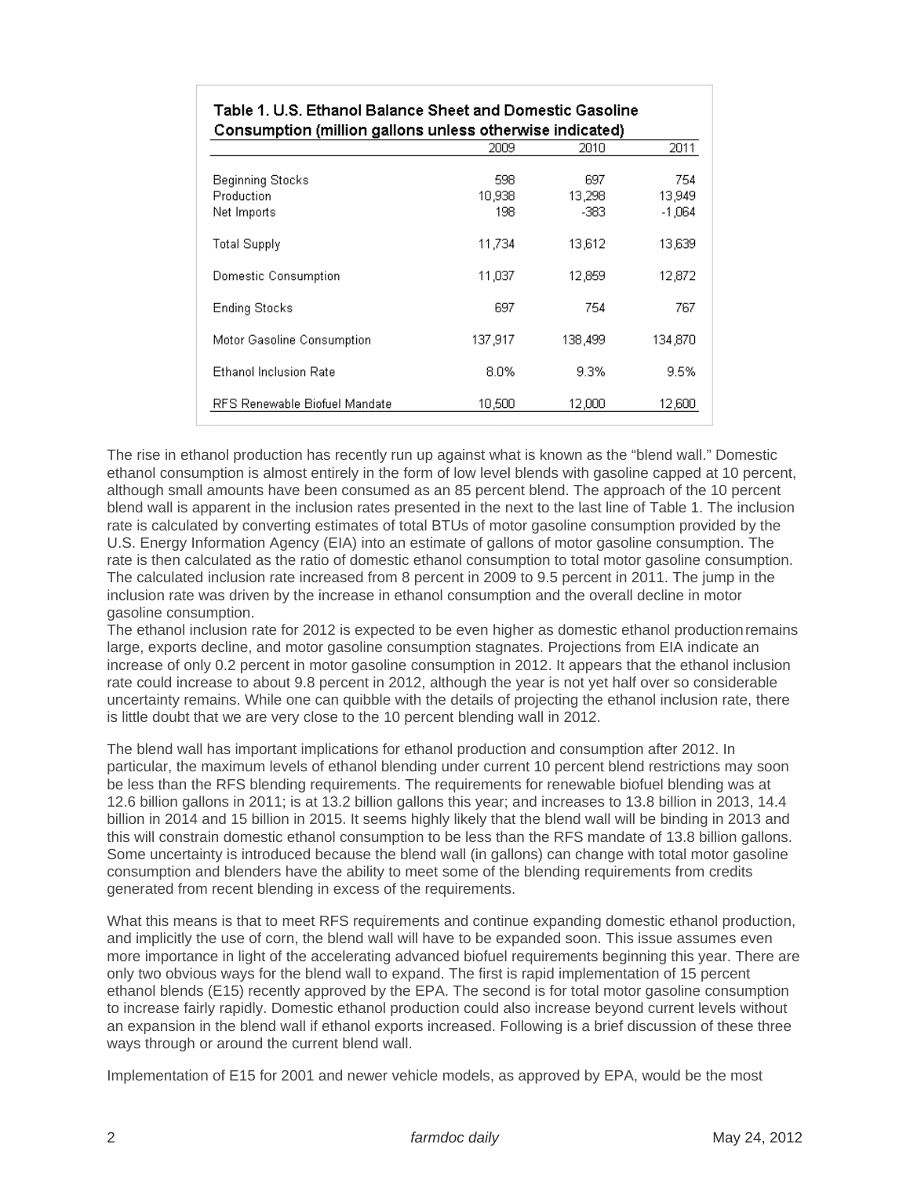**Table 1. U.S. Ethanol Balance Sheet and Domestic Gasoline Consumption (million gallons unless otherwise indicated)**

| | 2009 | 2010 | 2011 |
|---|---|---|---|
| Beginning Stocks | 598 | 697 | 754 |
| Production | 10,938 | 13,298 | 13,949 |
| Net Imports | 198 | -383 | -1,064 |
| Total Supply | 11,734 | 13,612 | 13,639 |
| Domestic Consumption | 11,037 | 12,859 | 12,872 |
| Ending Stocks | 697 | 754 | 767 |
| Motor Gasoline Consumption | 137,917 | 138,499 | 134,870 |
| Ethanol Inclusion Rate | 8.0% | 9.3% | 9.5% |
| RFS Renewable Biofuel Mandate | 10,500 | 12,000 | 12,600 |

The rise in ethanol production has recently run up against what is known as the "blend wall." Domestic ethanol consumption is almost entirely in the form of low level blends with gasoline capped at 10 percent, although small amounts have been consumed as an 85 percent blend. The approach of the 10 percent blend wall is apparent in the inclusion rates presented in the next to the last line of Table 1. The inclusion rate is calculated by converting estimates of total BTUs of motor gasoline consumption provided by the U.S. Energy Information Agency (EIA) into an estimate of gallons of motor gasoline consumption. The rate is then calculated as the ratio of domestic ethanol consumption to total motor gasoline consumption. The calculated inclusion rate increased from 8 percent in 2009 to 9.5 percent in 2011. The jump in the inclusion rate was driven by the increase in ethanol consumption and the overall decline in motor gasoline consumption.

The ethanol inclusion rate for 2012 is expected to be even higher as domestic ethanol production remains large, exports decline, and motor gasoline consumption stagnates. Projections from EIA indicate an increase of only 0.2 percent in motor gasoline consumption in 2012. It appears that the ethanol inclusion rate could increase to about 9.8 percent in 2012, although the year is not yet half over so considerable uncertainty remains. While one can quibble with the details of projecting the ethanol inclusion rate, there is little doubt that we are very close to the 10 percent blending wall in 2012.

The blend wall has important implications for ethanol production and consumption after 2012. In particular, the maximum levels of ethanol blending under current 10 percent blend restrictions may soon be less than the RFS blending requirements. The requirements for renewable biofuel blending was at 12.6 billion gallons in 2011; is at 13.2 billion gallons this year; and increases to 13.8 billion in 2013, 14.4 billion in 2014 and 15 billion in 2015. It seems highly likely that the blend wall will be binding in 2013 and this will constrain domestic ethanol consumption to be less than the RFS mandate of 13.8 billion gallons. Some uncertainty is introduced because the blend wall (in gallons) can change with total motor gasoline consumption and blenders have the ability to meet some of the blending requirements from credits generated from recent blending in excess of the requirements.

What this means is that to meet RFS requirements and continue expanding domestic ethanol production, and implicitly the use of corn, the blend wall will have to be expanded soon. This issue assumes even more importance in light of the accelerating advanced biofuel requirements beginning this year. There are only two obvious ways for the blend wall to expand. The first is rapid implementation of 15 percent ethanol blends (E15) recently approved by the EPA. The second is for total motor gasoline consumption to increase fairly rapidly. Domestic ethanol production could also increase beyond current levels without an expansion in the blend wall if ethanol exports increased. Following is a brief discussion of these three ways through or around the current blend wall.

Implementation of E15 for 2001 and newer vehicle models, as approved by EPA, would be the most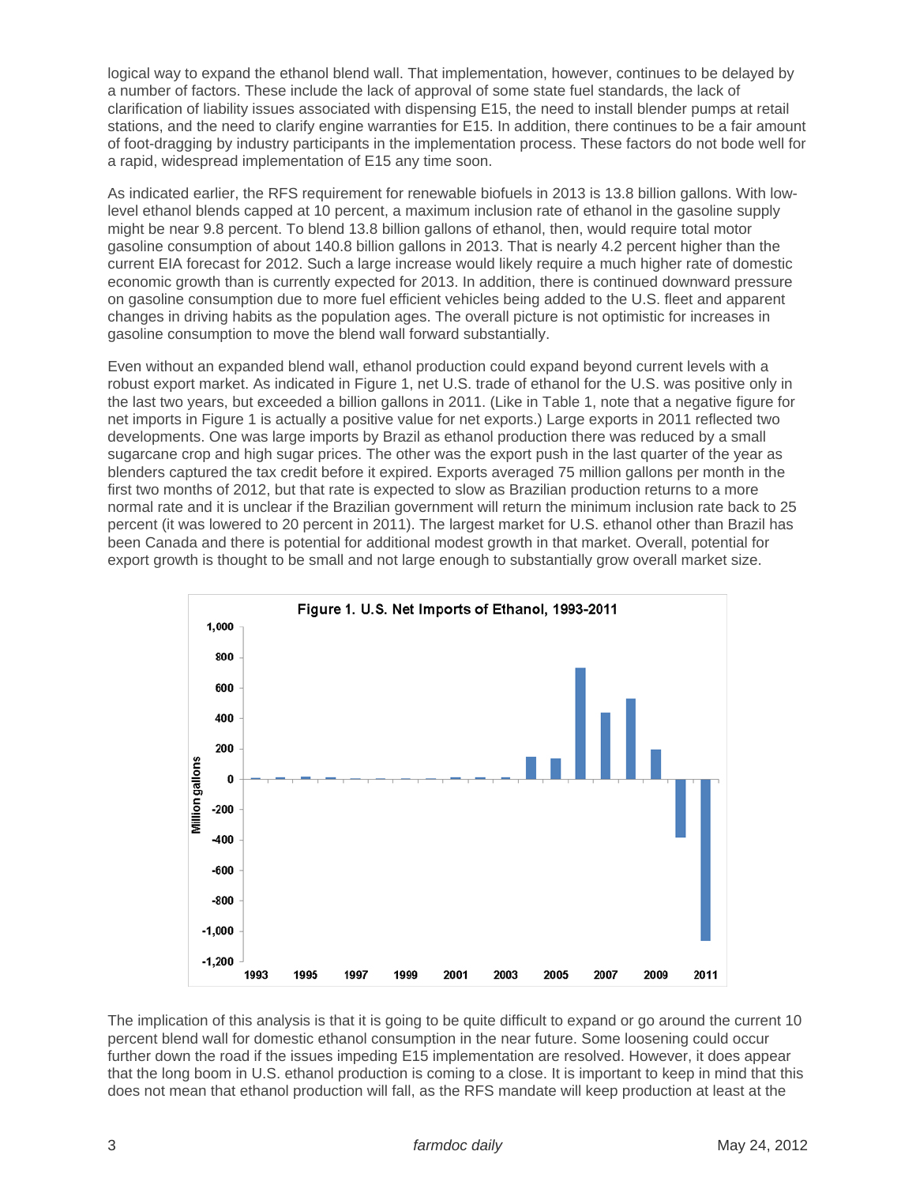logical way to expand the ethanol blend wall. That implementation, however, continues to be delayed by a number of factors. These include the lack of approval of some state fuel standards, the lack of clarification of liability issues associated with dispensing E15, the need to install blender pumps at retail stations, and the need to clarify engine warranties for E15. In addition, there continues to be a fair amount of foot-dragging by industry participants in the implementation process. These factors do not bode well for a rapid, widespread implementation of E15 any time soon.

As indicated earlier, the RFS requirement for renewable biofuels in 2013 is 13.8 billion gallons. With low-level ethanol blends capped at 10 percent, a maximum inclusion rate of ethanol in the gasoline supply might be near 9.8 percent. To blend 13.8 billion gallons of ethanol, then, would require total motor gasoline consumption of about 140.8 billion gallons in 2013. That is nearly 4.2 percent higher than the current EIA forecast for 2012. Such a large increase would likely require a much higher rate of domestic economic growth than is currently expected for 2013. In addition, there is continued downward pressure on gasoline consumption due to more fuel efficient vehicles being added to the U.S. fleet and apparent changes in driving habits as the population ages. The overall picture is not optimistic for increases in gasoline consumption to move the blend wall forward substantially.

Even without an expanded blend wall, ethanol production could expand beyond current levels with a robust export market. As indicated in Figure 1, net U.S. trade of ethanol for the U.S. was positive only in the last two years, but exceeded a billion gallons in 2011. (Like in Table 1, note that a negative figure for net imports in Figure 1 is actually a positive value for net exports.) Large exports in 2011 reflected two developments. One was large imports by Brazil as ethanol production there was reduced by a small sugarcane crop and high sugar prices. The other was the export push in the last quarter of the year as blenders captured the tax credit before it expired. Exports averaged 75 million gallons per month in the first two months of 2012, but that rate is expected to slow as Brazilian production returns to a more normal rate and it is unclear if the Brazilian government will return the minimum inclusion rate back to 25 percent (it was lowered to 20 percent in 2011). The largest market for U.S. ethanol other than Brazil has been Canada and there is potential for additional modest growth in that market. Overall, potential for export growth is thought to be small and not large enough to substantially grow overall market size.

**Figure 1. U.S. Net Imports of Ethanol, 1993-2011**

The implication of this analysis is that it is going to be quite difficult to expand or go around the current 10 percent blend wall for domestic ethanol consumption in the near future. Some loosening could occur further down the road if the issues impeding E15 implementation are resolved. However, it does appear that the long boom in U.S. ethanol production is coming to a close. It is important to keep in mind that this does not mean that ethanol production will fall, as the RFS mandate will keep production at least at the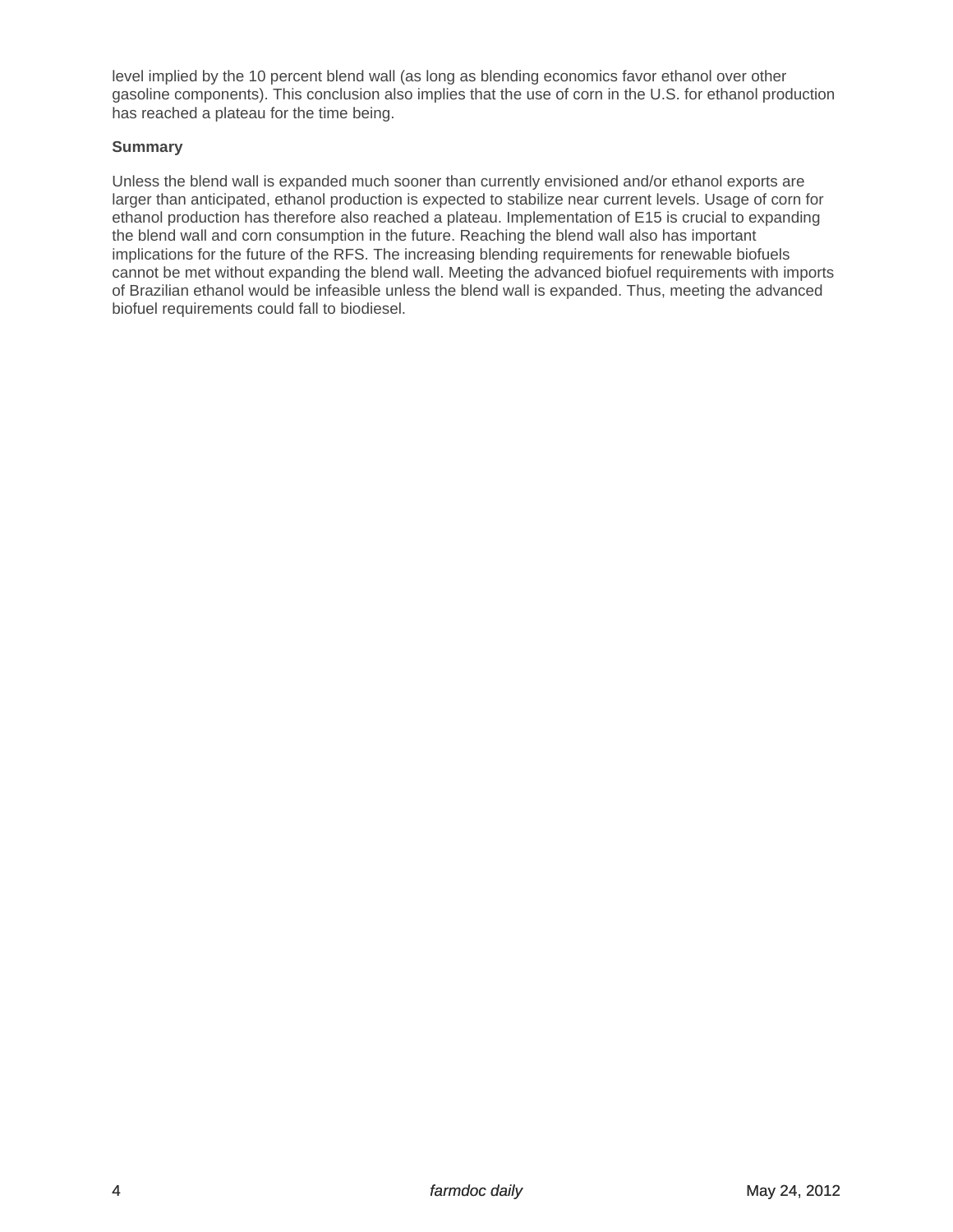level implied by the 10 percent blend wall (as long as blending economics favor ethanol over other gasoline components). This conclusion also implies that the use of corn in the U.S. for ethanol production has reached a plateau for the time being.

**Summary**

Unless the blend wall is expanded much sooner than currently envisioned and/or ethanol exports are larger than anticipated, ethanol production is expected to stabilize near current levels. Usage of corn for ethanol production has therefore also reached a plateau. Implementation of E15 is crucial to expanding the blend wall and corn consumption in the future. Reaching the blend wall also has important implications for the future of the RFS. The increasing blending requirements for renewable biofuels cannot be met without expanding the blend wall. Meeting the advanced biofuel requirements with imports of Brazilian ethanol would be infeasible unless the blend wall is expanded. Thus, meeting the advanced biofuel requirements could fall to biodiesel.